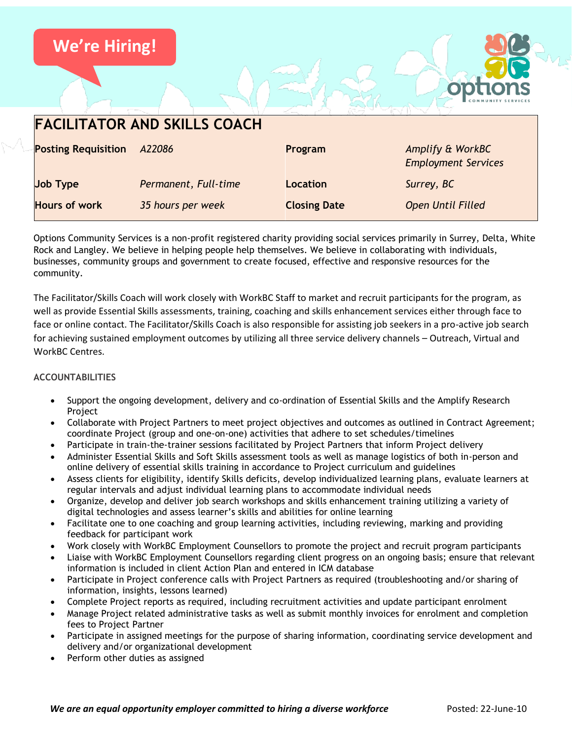We're Hiring!

# FACILITATOR AND SKILLS COACH

| Posting Requisition | *A22086* | Program | *Amplify & WorkBC Employment Services* |
|---|---|---|---|
| Job Type | *Permanent, Full-time* | Location | *Surrey, BC* |
| Hours of work | *35 hours per week* | Closing Date | *Open Until Filled* |

Options Community Services is a non-profit registered charity providing social services primarily in Surrey, Delta, White Rock and Langley. We believe in helping people help themselves. We believe in collaborating with individuals, businesses, community groups and government to create focused, effective and responsive resources for the community.

The Facilitator/Skills Coach will work closely with WorkBC Staff to market and recruit participants for the program, as well as provide Essential Skills assessments, training, coaching and skills enhancement services either through face to face or online contact. The Facilitator/Skills Coach is also responsible for assisting job seekers in a pro-active job search for achieving sustained employment outcomes by utilizing all three service delivery channels – Outreach, Virtual and WorkBC Centres.

## ACCOUNTABILITIES

- Support the ongoing development, delivery and co-ordination of Essential Skills and the Amplify Research Project
- Collaborate with Project Partners to meet project objectives and outcomes as outlined in Contract Agreement; coordinate Project (group and one-on-one) activities that adhere to set schedules/timelines
- Participate in train-the-trainer sessions facilitated by Project Partners that inform Project delivery
- Administer Essential Skills and Soft Skills assessment tools as well as manage logistics of both in-person and online delivery of essential skills training in accordance to Project curriculum and guidelines
- Assess clients for eligibility, identify Skills deficits, develop individualized learning plans, evaluate learners at regular intervals and adjust individual learning plans to accommodate individual needs
- Organize, develop and deliver job search workshops and skills enhancement training utilizing a variety of digital technologies and assess learner's skills and abilities for online learning
- Facilitate one to one coaching and group learning activities, including reviewing, marking and providing feedback for participant work
- Work closely with WorkBC Employment Counsellors to promote the project and recruit program participants
- Liaise with WorkBC Employment Counsellors regarding client progress on an ongoing basis; ensure that relevant information is included in client Action Plan and entered in ICM database
- Participate in Project conference calls with Project Partners as required (troubleshooting and/or sharing of information, insights, lessons learned)
- Complete Project reports as required, including recruitment activities and update participant enrolment
- Manage Project related administrative tasks as well as submit monthly invoices for enrolment and completion fees to Project Partner
- Participate in assigned meetings for the purpose of sharing information, coordinating service development and delivery and/or organizational development
- Perform other duties as assigned

***We are an equal opportunity employer committed to hiring a diverse workforce*** Posted: 22-June-10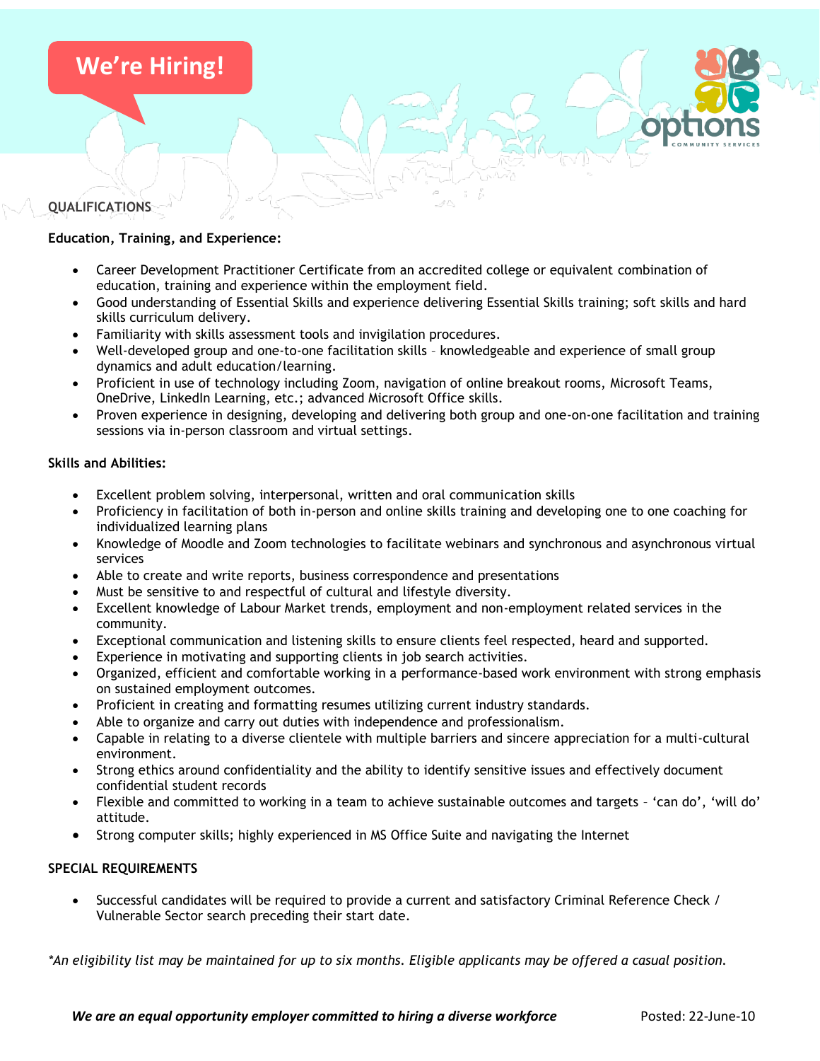We're Hiring!

## QUALIFICATIONS

**Education, Training, and Experience:**

- Career Development Practitioner Certificate from an accredited college or equivalent combination of education, training and experience within the employment field.
- Good understanding of Essential Skills and experience delivering Essential Skills training; soft skills and hard skills curriculum delivery.
- Familiarity with skills assessment tools and invigilation procedures.
- Well-developed group and one-to-one facilitation skills – knowledgeable and experience of small group dynamics and adult education/learning.
- Proficient in use of technology including Zoom, navigation of online breakout rooms, Microsoft Teams, OneDrive, LinkedIn Learning, etc.; advanced Microsoft Office skills.
- Proven experience in designing, developing and delivering both group and one-on-one facilitation and training sessions via in-person classroom and virtual settings.

**Skills and Abilities:**

- Excellent problem solving, interpersonal, written and oral communication skills
- Proficiency in facilitation of both in-person and online skills training and developing one to one coaching for individualized learning plans
- Knowledge of Moodle and Zoom technologies to facilitate webinars and synchronous and asynchronous virtual services
- Able to create and write reports, business correspondence and presentations
- Must be sensitive to and respectful of cultural and lifestyle diversity.
- Excellent knowledge of Labour Market trends, employment and non-employment related services in the community.
- Exceptional communication and listening skills to ensure clients feel respected, heard and supported.
- Experience in motivating and supporting clients in job search activities.
- Organized, efficient and comfortable working in a performance-based work environment with strong emphasis on sustained employment outcomes.
- Proficient in creating and formatting resumes utilizing current industry standards.
- Able to organize and carry out duties with independence and professionalism.
- Capable in relating to a diverse clientele with multiple barriers and sincere appreciation for a multi-cultural environment.
- Strong ethics around confidentiality and the ability to identify sensitive issues and effectively document confidential student records
- Flexible and committed to working in a team to achieve sustainable outcomes and targets – 'can do', 'will do' attitude.
- Strong computer skills; highly experienced in MS Office Suite and navigating the Internet

## SPECIAL REQUIREMENTS

- Successful candidates will be required to provide a current and satisfactory Criminal Reference Check / Vulnerable Sector search preceding their start date.

*\*An eligibility list may be maintained for up to six months. Eligible applicants may be offered a casual position.*

***We are an equal opportunity employer committed to hiring a diverse workforce*** Posted: 22-June-10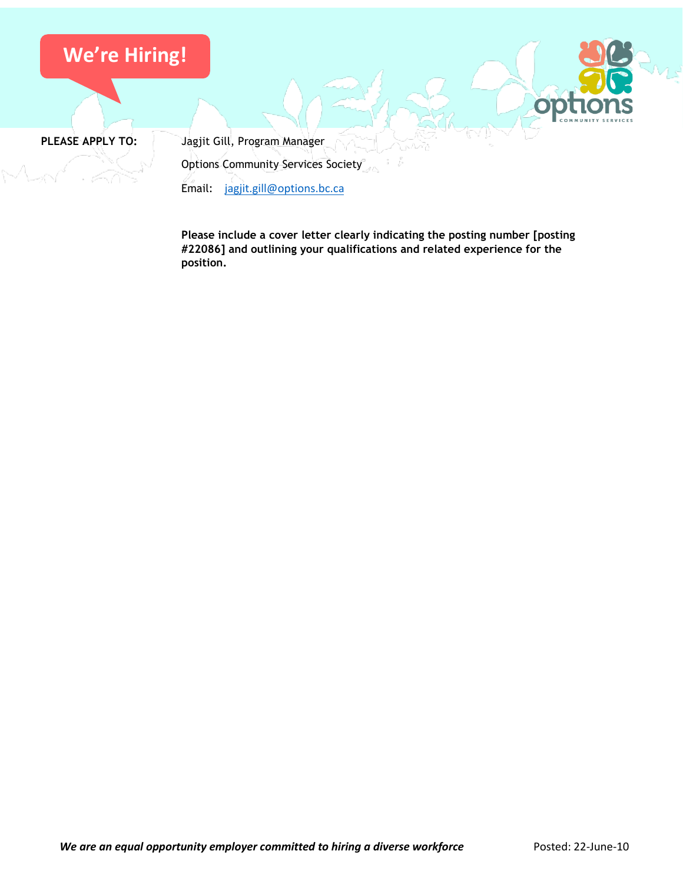We're Hiring!

**PLEASE APPLY TO:**

Jagjit Gill, Program Manager

Options Community Services Society

Email: jagjit.gill@options.bc.ca

**Please include a cover letter clearly indicating the posting number [posting #22086] and outlining your qualifications and related experience for the position.**

***We are an equal opportunity employer committed to hiring a diverse workforce***

Posted: 22-June-10